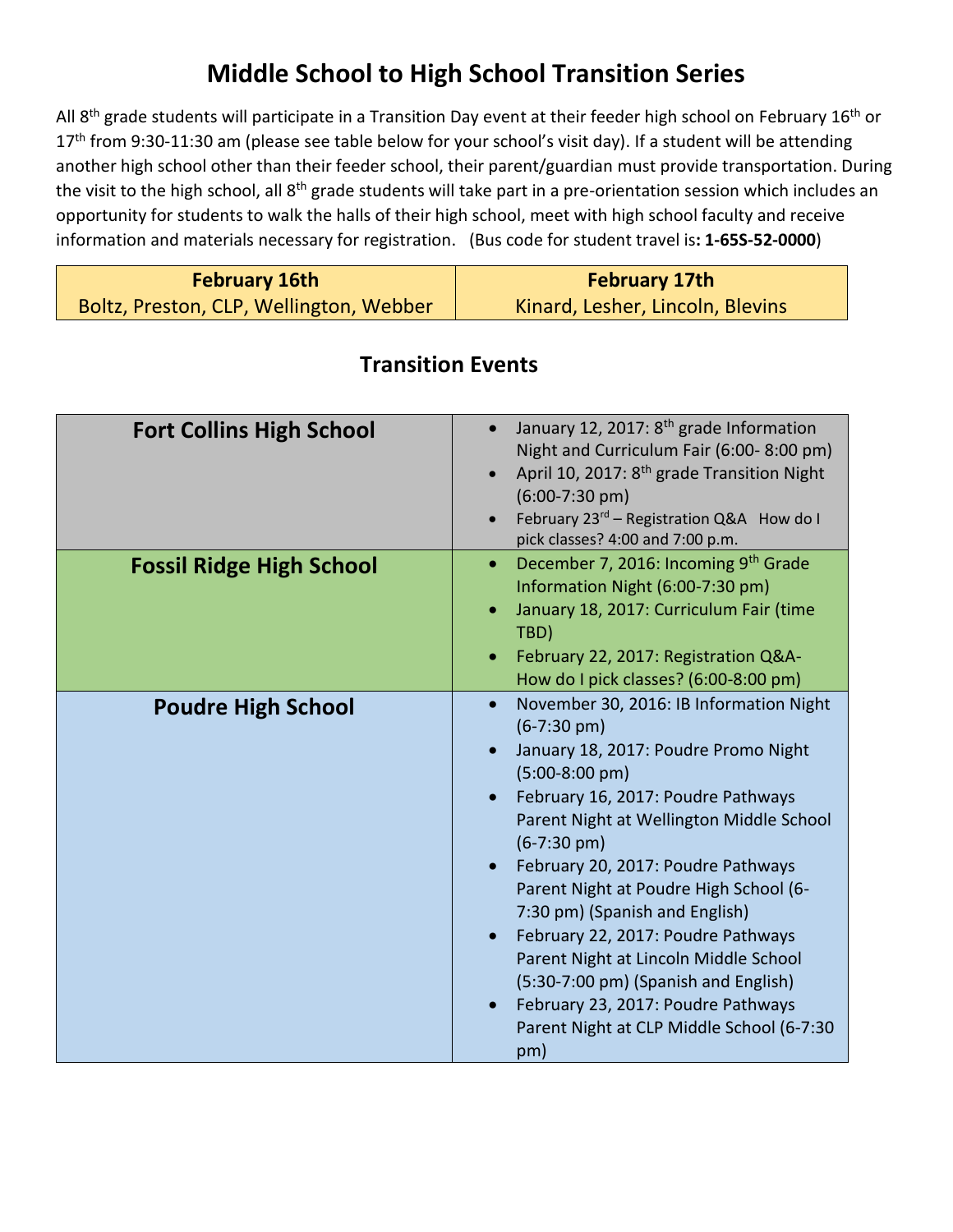# Middle School to High School Transition Series

All 8th grade students will participate in a Transition Day event at their feeder high school on February 16th or 17th from 9:30-11:30 am (please see table below for your school's visit day). If a student will be attending another high school other than their feeder school, their parent/guardian must provide transportation. During the visit to the high school, all 8th grade students will take part in a pre-orientation session which includes an opportunity for students to walk the halls of their high school, meet with high school faculty and receive information and materials necessary for registration. (Bus code for student travel is**: 1-65S-52-0000**)

| **February 16th** | **February 17th** |
|---|---|
| Boltz, Preston, CLP, Wellington, Webber | Kinard, Lesher, Lincoln, Blevins |

## Transition Events

| School | Events |
|---|---|
| **Fort Collins High School** | • January 12, 2017: 8th grade Information Night and Curriculum Fair (6:00- 8:00 pm)<br>• April 10, 2017: 8th grade Transition Night (6:00-7:30 pm)<br>• February 23rd – Registration Q&A How do I pick classes? 4:00 and 7:00 p.m. |
| **Fossil Ridge High School** | • December 7, 2016: Incoming 9th Grade Information Night (6:00-7:30 pm)<br>• January 18, 2017: Curriculum Fair (time TBD)<br>• February 22, 2017: Registration Q&A- How do I pick classes? (6:00-8:00 pm) |
| **Poudre High School** | • November 30, 2016: IB Information Night (6-7:30 pm)<br>• January 18, 2017: Poudre Promo Night (5:00-8:00 pm)<br>• February 16, 2017: Poudre Pathways Parent Night at Wellington Middle School (6-7:30 pm)<br>• February 20, 2017: Poudre Pathways Parent Night at Poudre High School (6-7:30 pm) (Spanish and English)<br>• February 22, 2017: Poudre Pathways Parent Night at Lincoln Middle School (5:30-7:00 pm) (Spanish and English)<br>• February 23, 2017: Poudre Pathways Parent Night at CLP Middle School (6-7:30 pm) |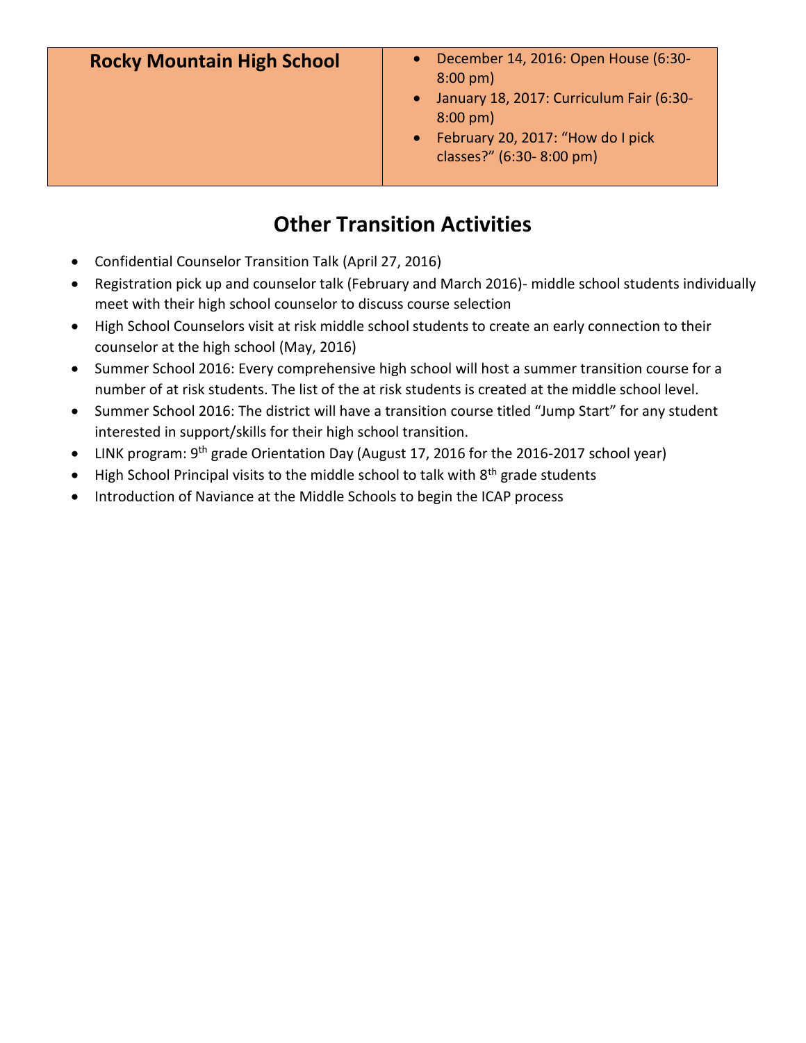| | |
|---|---|
| **Rocky Mountain High School** | • December 14, 2016: Open House (6:30-8:00 pm)<br>• January 18, 2017: Curriculum Fair (6:30-8:00 pm)<br>• February 20, 2017: "How do I pick classes?" (6:30- 8:00 pm) |

## Other Transition Activities

- Confidential Counselor Transition Talk (April 27, 2016)
- Registration pick up and counselor talk (February and March 2016)- middle school students individually meet with their high school counselor to discuss course selection
- High School Counselors visit at risk middle school students to create an early connection to their counselor at the high school (May, 2016)
- Summer School 2016: Every comprehensive high school will host a summer transition course for a number of at risk students. The list of the at risk students is created at the middle school level.
- Summer School 2016: The district will have a transition course titled "Jump Start" for any student interested in support/skills for their high school transition.
- LINK program: 9th grade Orientation Day (August 17, 2016 for the 2016-2017 school year)
- High School Principal visits to the middle school to talk with 8th grade students
- Introduction of Naviance at the Middle Schools to begin the ICAP process